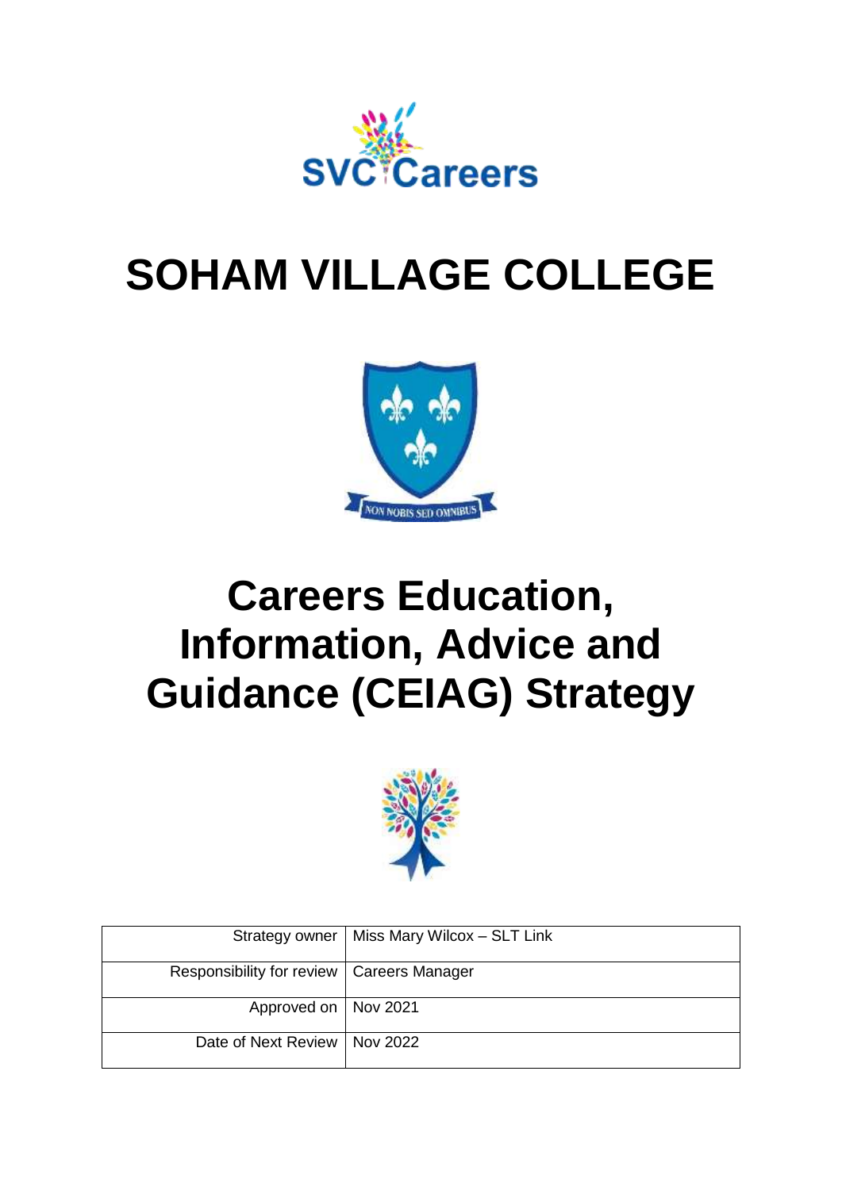SVC Careers

# SOHAM VILLAGE COLLEGE

NON NOBIS SED OMNIBUS

# Careers Education, Information, Advice and Guidance (CEIAG) Strategy

| | |
|---|---|
| Strategy owner | Miss Mary Wilcox – SLT Link |
| Responsibility for review | Careers Manager |
| Approved on | Nov 2021 |
| Date of Next Review | Nov 2022 |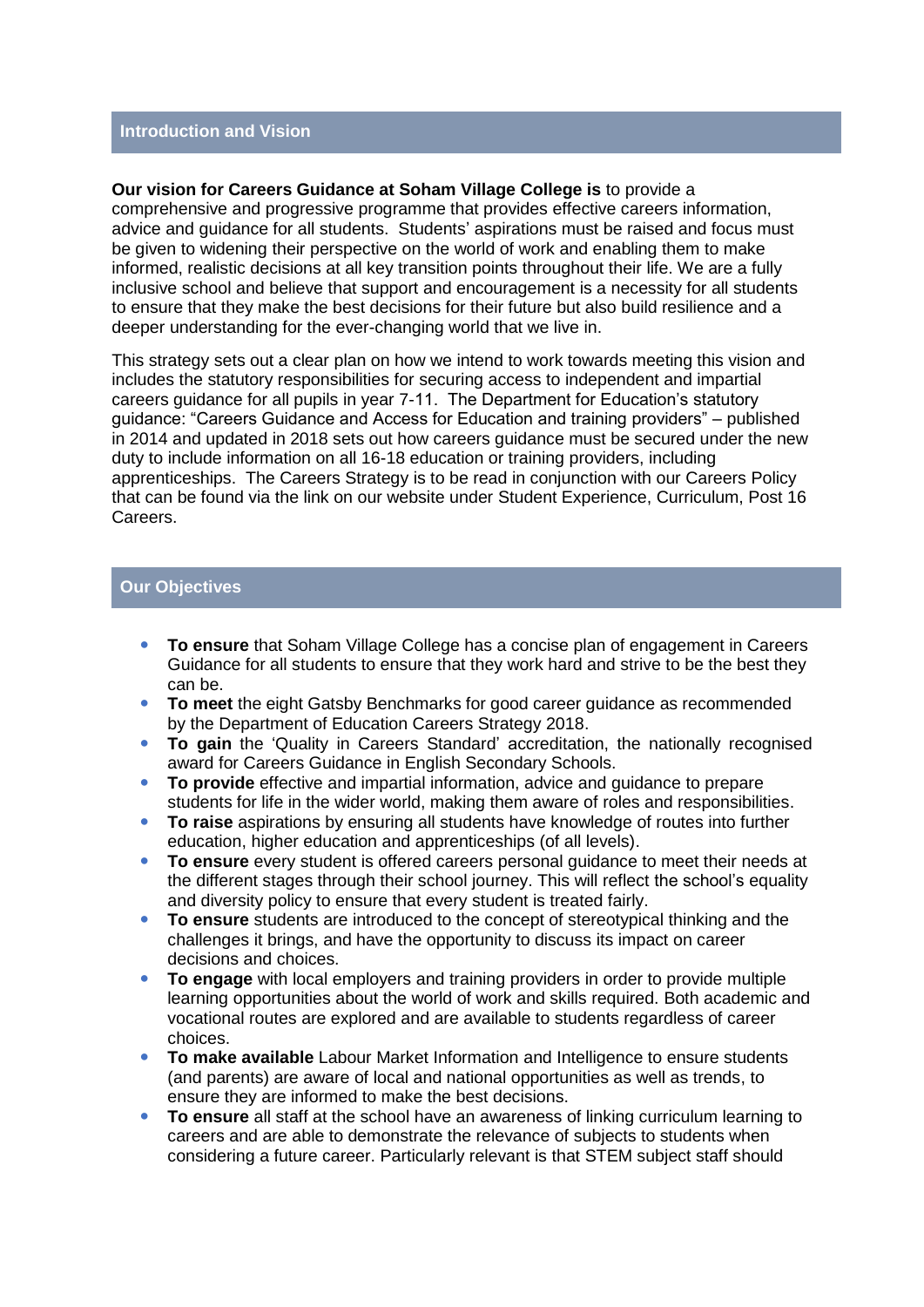## Introduction and Vision

**Our vision for Careers Guidance at Soham Village College is** to provide a comprehensive and progressive programme that provides effective careers information, advice and guidance for all students. Students' aspirations must be raised and focus must be given to widening their perspective on the world of work and enabling them to make informed, realistic decisions at all key transition points throughout their life. We are a fully inclusive school and believe that support and encouragement is a necessity for all students to ensure that they make the best decisions for their future but also build resilience and a deeper understanding for the ever-changing world that we live in.

This strategy sets out a clear plan on how we intend to work towards meeting this vision and includes the statutory responsibilities for securing access to independent and impartial careers guidance for all pupils in year 7-11. The Department for Education's statutory guidance: "Careers Guidance and Access for Education and training providers" – published in 2014 and updated in 2018 sets out how careers guidance must be secured under the new duty to include information on all 16-18 education or training providers, including apprenticeships. The Careers Strategy is to be read in conjunction with our Careers Policy that can be found via the link on our website under Student Experience, Curriculum, Post 16 Careers.

## Our Objectives

- **To ensure** that Soham Village College has a concise plan of engagement in Careers Guidance for all students to ensure that they work hard and strive to be the best they can be.
- **To meet** the eight Gatsby Benchmarks for good career guidance as recommended by the Department of Education Careers Strategy 2018.
- **To gain** the 'Quality in Careers Standard' accreditation, the nationally recognised award for Careers Guidance in English Secondary Schools.
- **To provide** effective and impartial information, advice and guidance to prepare students for life in the wider world, making them aware of roles and responsibilities.
- **To raise** aspirations by ensuring all students have knowledge of routes into further education, higher education and apprenticeships (of all levels).
- **To ensure** every student is offered careers personal guidance to meet their needs at the different stages through their school journey. This will reflect the school's equality and diversity policy to ensure that every student is treated fairly.
- **To ensure** students are introduced to the concept of stereotypical thinking and the challenges it brings, and have the opportunity to discuss its impact on career decisions and choices.
- **To engage** with local employers and training providers in order to provide multiple learning opportunities about the world of work and skills required. Both academic and vocational routes are explored and are available to students regardless of career choices.
- **To make available** Labour Market Information and Intelligence to ensure students (and parents) are aware of local and national opportunities as well as trends, to ensure they are informed to make the best decisions.
- **To ensure** all staff at the school have an awareness of linking curriculum learning to careers and are able to demonstrate the relevance of subjects to students when considering a future career. Particularly relevant is that STEM subject staff should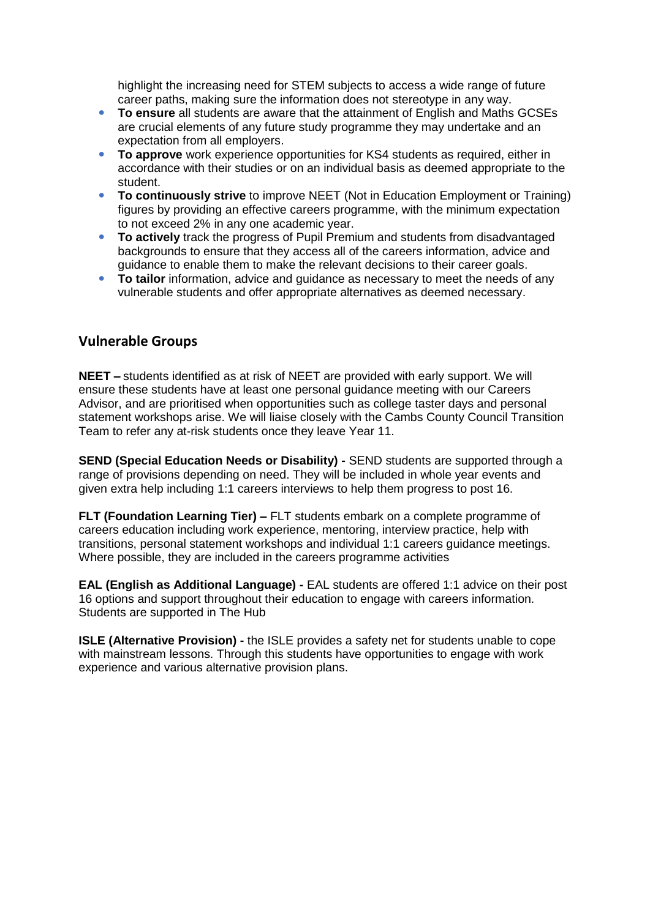highlight the increasing need for STEM subjects to access a wide range of future career paths, making sure the information does not stereotype in any way.

- **To ensure** all students are aware that the attainment of English and Maths GCSEs are crucial elements of any future study programme they may undertake and an expectation from all employers.
- **To approve** work experience opportunities for KS4 students as required, either in accordance with their studies or on an individual basis as deemed appropriate to the student.
- **To continuously strive** to improve NEET (Not in Education Employment or Training) figures by providing an effective careers programme, with the minimum expectation to not exceed 2% in any one academic year.
- **To actively** track the progress of Pupil Premium and students from disadvantaged backgrounds to ensure that they access all of the careers information, advice and guidance to enable them to make the relevant decisions to their career goals.
- **To tailor** information, advice and guidance as necessary to meet the needs of any vulnerable students and offer appropriate alternatives as deemed necessary.

## Vulnerable Groups

**NEET –** students identified as at risk of NEET are provided with early support. We will ensure these students have at least one personal guidance meeting with our Careers Advisor, and are prioritised when opportunities such as college taster days and personal statement workshops arise. We will liaise closely with the Cambs County Council Transition Team to refer any at-risk students once they leave Year 11.

**SEND (Special Education Needs or Disability) -** SEND students are supported through a range of provisions depending on need. They will be included in whole year events and given extra help including 1:1 careers interviews to help them progress to post 16.

**FLT (Foundation Learning Tier) –** FLT students embark on a complete programme of careers education including work experience, mentoring, interview practice, help with transitions, personal statement workshops and individual 1:1 careers guidance meetings. Where possible, they are included in the careers programme activities

**EAL (English as Additional Language) -** EAL students are offered 1:1 advice on their post 16 options and support throughout their education to engage with careers information. Students are supported in The Hub

**ISLE (Alternative Provision) -** the ISLE provides a safety net for students unable to cope with mainstream lessons. Through this students have opportunities to engage with work experience and various alternative provision plans.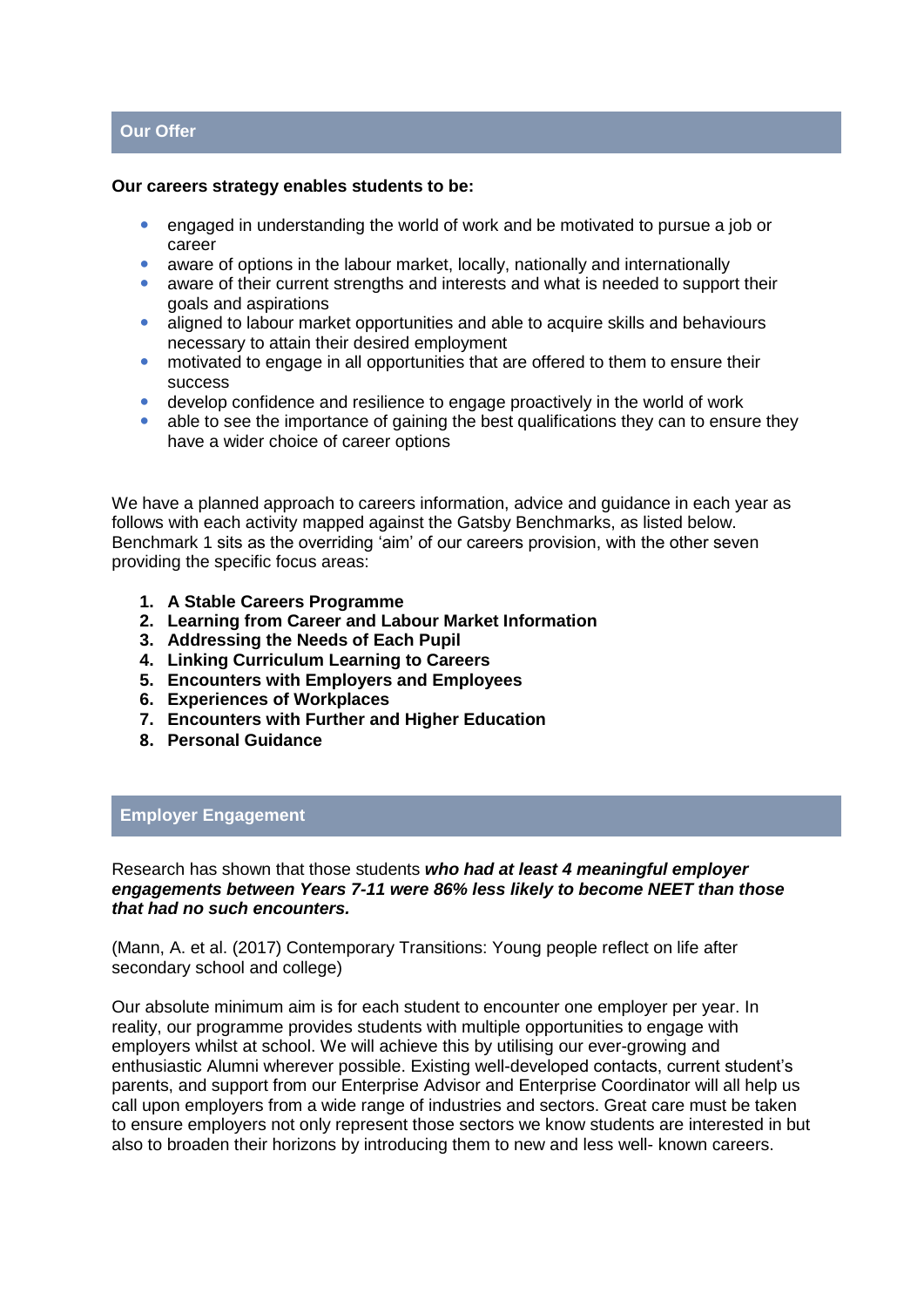## Our Offer

**Our careers strategy enables students to be:**

- engaged in understanding the world of work and be motivated to pursue a job or career
- aware of options in the labour market, locally, nationally and internationally
- aware of their current strengths and interests and what is needed to support their goals and aspirations
- aligned to labour market opportunities and able to acquire skills and behaviours necessary to attain their desired employment
- motivated to engage in all opportunities that are offered to them to ensure their success
- develop confidence and resilience to engage proactively in the world of work
- able to see the importance of gaining the best qualifications they can to ensure they have a wider choice of career options

We have a planned approach to careers information, advice and guidance in each year as follows with each activity mapped against the Gatsby Benchmarks, as listed below. Benchmark 1 sits as the overriding 'aim' of our careers provision, with the other seven providing the specific focus areas:

1. **A Stable Careers Programme**
2. **Learning from Career and Labour Market Information**
3. **Addressing the Needs of Each Pupil**
4. **Linking Curriculum Learning to Careers**
5. **Encounters with Employers and Employees**
6. **Experiences of Workplaces**
7. **Encounters with Further and Higher Education**
8. **Personal Guidance**

## Employer Engagement

Research has shown that those students ***who had at least 4 meaningful employer engagements between Years 7-11 were 86% less likely to become NEET than those that had no such encounters.***

(Mann, A. et al. (2017) Contemporary Transitions: Young people reflect on life after secondary school and college)

Our absolute minimum aim is for each student to encounter one employer per year. In reality, our programme provides students with multiple opportunities to engage with employers whilst at school. We will achieve this by utilising our ever-growing and enthusiastic Alumni wherever possible. Existing well-developed contacts, current student's parents, and support from our Enterprise Advisor and Enterprise Coordinator will all help us call upon employers from a wide range of industries and sectors. Great care must be taken to ensure employers not only represent those sectors we know students are interested in but also to broaden their horizons by introducing them to new and less well- known careers.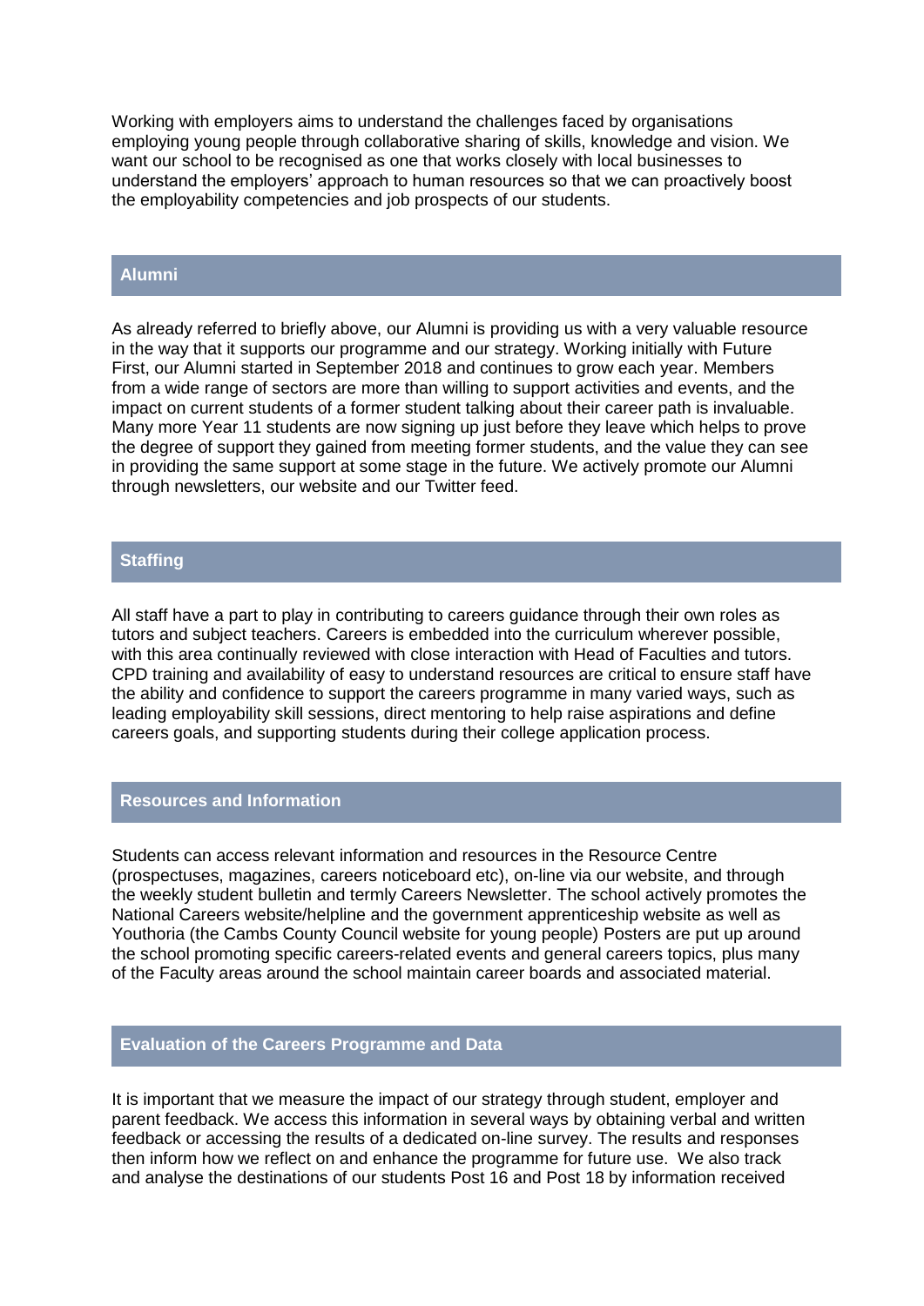Working with employers aims to understand the challenges faced by organisations employing young people through collaborative sharing of skills, knowledge and vision. We want our school to be recognised as one that works closely with local businesses to understand the employers' approach to human resources so that we can proactively boost the employability competencies and job prospects of our students.

## Alumni

As already referred to briefly above, our Alumni is providing us with a very valuable resource in the way that it supports our programme and our strategy. Working initially with Future First, our Alumni started in September 2018 and continues to grow each year. Members from a wide range of sectors are more than willing to support activities and events, and the impact on current students of a former student talking about their career path is invaluable. Many more Year 11 students are now signing up just before they leave which helps to prove the degree of support they gained from meeting former students, and the value they can see in providing the same support at some stage in the future. We actively promote our Alumni through newsletters, our website and our Twitter feed.

## Staffing

All staff have a part to play in contributing to careers guidance through their own roles as tutors and subject teachers. Careers is embedded into the curriculum wherever possible, with this area continually reviewed with close interaction with Head of Faculties and tutors. CPD training and availability of easy to understand resources are critical to ensure staff have the ability and confidence to support the careers programme in many varied ways, such as leading employability skill sessions, direct mentoring to help raise aspirations and define careers goals, and supporting students during their college application process.

## Resources and Information

Students can access relevant information and resources in the Resource Centre (prospectuses, magazines, careers noticeboard etc), on-line via our website, and through the weekly student bulletin and termly Careers Newsletter. The school actively promotes the National Careers website/helpline and the government apprenticeship website as well as Youthoria (the Cambs County Council website for young people) Posters are put up around the school promoting specific careers-related events and general careers topics, plus many of the Faculty areas around the school maintain career boards and associated material.

## Evaluation of the Careers Programme and Data

It is important that we measure the impact of our strategy through student, employer and parent feedback. We access this information in several ways by obtaining verbal and written feedback or accessing the results of a dedicated on-line survey. The results and responses then inform how we reflect on and enhance the programme for future use. We also track and analyse the destinations of our students Post 16 and Post 18 by information received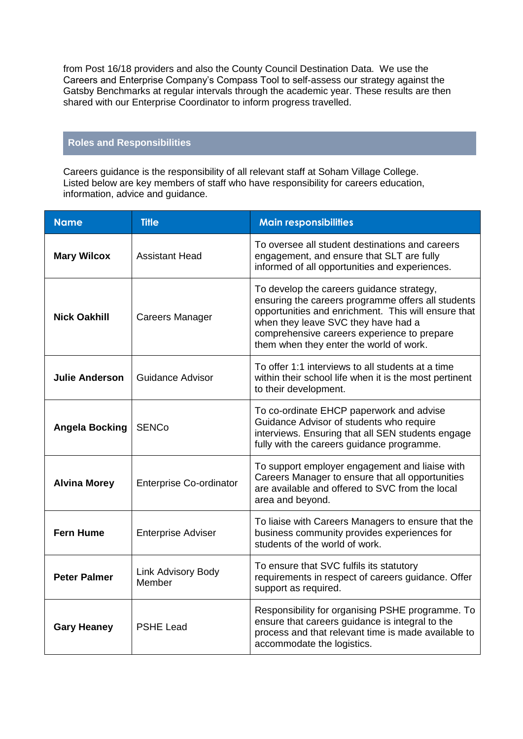from Post 16/18 providers and also the County Council Destination Data. We use the Careers and Enterprise Company's Compass Tool to self-assess our strategy against the Gatsby Benchmarks at regular intervals through the academic year. These results are then shared with our Enterprise Coordinator to inform progress travelled.

## Roles and Responsibilities

Careers guidance is the responsibility of all relevant staff at Soham Village College. Listed below are key members of staff who have responsibility for careers education, information, advice and guidance.

| Name | Title | Main responsibilities |
| --- | --- | --- |
| **Mary Wilcox** | Assistant Head | To oversee all student destinations and careers engagement, and ensure that SLT are fully informed of all opportunities and experiences. |
| **Nick Oakhill** | Careers Manager | To develop the careers guidance strategy, ensuring the careers programme offers all students opportunities and enrichment. This will ensure that when they leave SVC they have had a comprehensive careers experience to prepare them when they enter the world of work. |
| **Julie Anderson** | Guidance Advisor | To offer 1:1 interviews to all students at a time within their school life when it is the most pertinent to their development. |
| **Angela Bocking** | SENCo | To co-ordinate EHCP paperwork and advise Guidance Advisor of students who require interviews. Ensuring that all SEN students engage fully with the careers guidance programme. |
| **Alvina Morey** | Enterprise Co-ordinator | To support employer engagement and liaise with Careers Manager to ensure that all opportunities are available and offered to SVC from the local area and beyond. |
| **Fern Hume** | Enterprise Adviser | To liaise with Careers Managers to ensure that the business community provides experiences for students of the world of work. |
| **Peter Palmer** | Link Advisory Body Member | To ensure that SVC fulfils its statutory requirements in respect of careers guidance. Offer support as required. |
| **Gary Heaney** | PSHE Lead | Responsibility for organising PSHE programme. To ensure that careers guidance is integral to the process and that relevant time is made available to accommodate the logistics. |